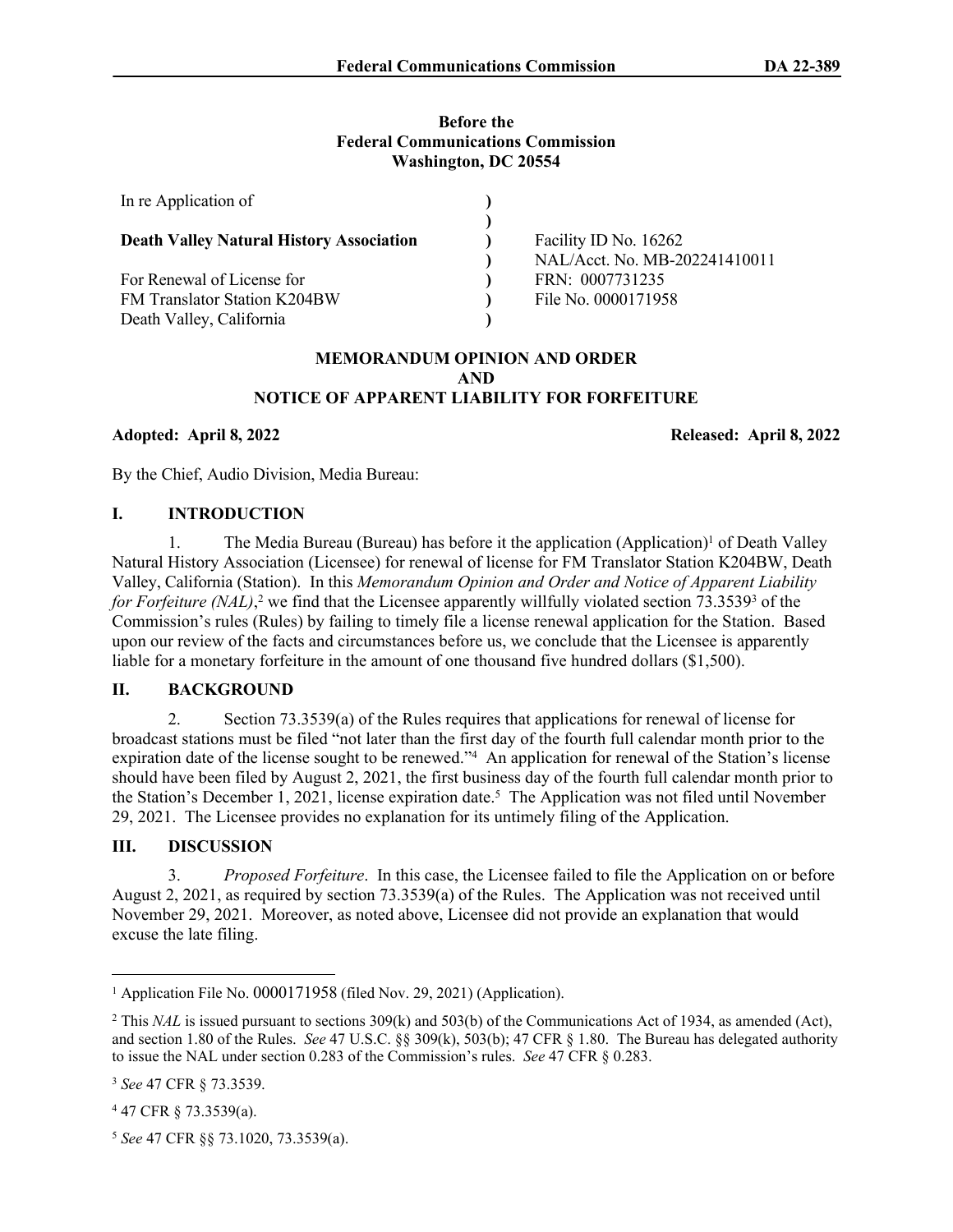**Before the**
**Federal Communications Commission**
**Washington, DC 20554**

| In re Application of | ) | |
|---|---|---|
| | ) | |
| **Death Valley Natural History Association** | ) | Facility ID No. 16262 |
| | ) | NAL/Acct. No. MB-202241410011 |
| For Renewal of License for | ) | FRN: 0007731235 |
| FM Translator Station K204BW | ) | File No. 0000171958 |
| Death Valley, California | ) | |

**MEMORANDUM OPINION AND ORDER**
**AND**
**NOTICE OF APPARENT LIABILITY FOR FORFEITURE**

**Adopted: April 8, 2022** **Released: April 8, 2022**

By the Chief, Audio Division, Media Bureau:

## I. INTRODUCTION

1. The Media Bureau (Bureau) has before it the application (Application)[1] of Death Valley Natural History Association (Licensee) for renewal of license for FM Translator Station K204BW, Death Valley, California (Station). In this *Memorandum Opinion and Order and Notice of Apparent Liability for Forfeiture (NAL)*,[2] we find that the Licensee apparently willfully violated section 73.3539[3] of the Commission's rules (Rules) by failing to timely file a license renewal application for the Station. Based upon our review of the facts and circumstances before us, we conclude that the Licensee is apparently liable for a monetary forfeiture in the amount of one thousand five hundred dollars ($1,500).

## II. BACKGROUND

2. Section 73.3539(a) of the Rules requires that applications for renewal of license for broadcast stations must be filed "not later than the first day of the fourth full calendar month prior to the expiration date of the license sought to be renewed."[4] An application for renewal of the Station's license should have been filed by August 2, 2021, the first business day of the fourth full calendar month prior to the Station's December 1, 2021, license expiration date.[5] The Application was not filed until November 29, 2021. The Licensee provides no explanation for its untimely filing of the Application.

## III. DISCUSSION

3. *Proposed Forfeiture*. In this case, the Licensee failed to file the Application on or before August 2, 2021, as required by section 73.3539(a) of the Rules. The Application was not received until November 29, 2021. Moreover, as noted above, Licensee did not provide an explanation that would excuse the late filing.

---

[1] Application File No. 0000171958 (filed Nov. 29, 2021) (Application).

[2] This *NAL* is issued pursuant to sections 309(k) and 503(b) of the Communications Act of 1934, as amended (Act), and section 1.80 of the Rules. *See* 47 U.S.C. §§ 309(k), 503(b); 47 CFR § 1.80. The Bureau has delegated authority to issue the NAL under section 0.283 of the Commission's rules. *See* 47 CFR § 0.283.

[3] *See* 47 CFR § 73.3539.

[4] 47 CFR § 73.3539(a).

[5] *See* 47 CFR §§ 73.1020, 73.3539(a).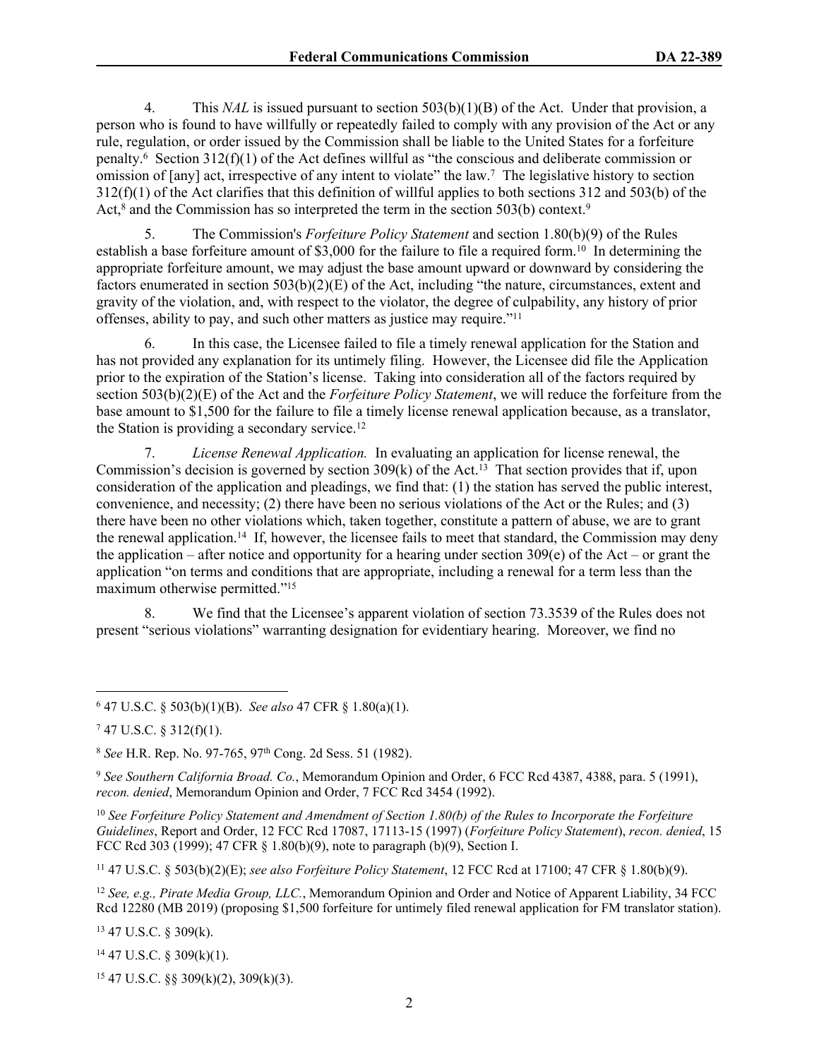4. This *NAL* is issued pursuant to section 503(b)(1)(B) of the Act. Under that provision, a person who is found to have willfully or repeatedly failed to comply with any provision of the Act or any rule, regulation, or order issued by the Commission shall be liable to the United States for a forfeiture penalty.[6] Section 312(f)(1) of the Act defines willful as "the conscious and deliberate commission or omission of [any] act, irrespective of any intent to violate" the law.[7] The legislative history to section 312(f)(1) of the Act clarifies that this definition of willful applies to both sections 312 and 503(b) of the Act,[8] and the Commission has so interpreted the term in the section 503(b) context.[9]

5. The Commission's *Forfeiture Policy Statement* and section 1.80(b)(9) of the Rules establish a base forfeiture amount of $3,000 for the failure to file a required form.[10] In determining the appropriate forfeiture amount, we may adjust the base amount upward or downward by considering the factors enumerated in section 503(b)(2)(E) of the Act, including "the nature, circumstances, extent and gravity of the violation, and, with respect to the violator, the degree of culpability, any history of prior offenses, ability to pay, and such other matters as justice may require."[11]

6. In this case, the Licensee failed to file a timely renewal application for the Station and has not provided any explanation for its untimely filing. However, the Licensee did file the Application prior to the expiration of the Station's license. Taking into consideration all of the factors required by section 503(b)(2)(E) of the Act and the *Forfeiture Policy Statement*, we will reduce the forfeiture from the base amount to $1,500 for the failure to file a timely license renewal application because, as a translator, the Station is providing a secondary service.[12]

7. *License Renewal Application.* In evaluating an application for license renewal, the Commission's decision is governed by section 309(k) of the Act.[13] That section provides that if, upon consideration of the application and pleadings, we find that: (1) the station has served the public interest, convenience, and necessity; (2) there have been no serious violations of the Act or the Rules; and (3) there have been no other violations which, taken together, constitute a pattern of abuse, we are to grant the renewal application.[14] If, however, the licensee fails to meet that standard, the Commission may deny the application – after notice and opportunity for a hearing under section 309(e) of the Act – or grant the application "on terms and conditions that are appropriate, including a renewal for a term less than the maximum otherwise permitted."[15]

8. We find that the Licensee's apparent violation of section 73.3539 of the Rules does not present "serious violations" warranting designation for evidentiary hearing. Moreover, we find no

---

[6] 47 U.S.C. § 503(b)(1)(B). *See also* 47 CFR § 1.80(a)(1).

[7] 47 U.S.C. § 312(f)(1).

[8] *See* H.R. Rep. No. 97-765, 97th Cong. 2d Sess. 51 (1982).

[9] *See Southern California Broad. Co.*, Memorandum Opinion and Order, 6 FCC Rcd 4387, 4388, para. 5 (1991), *recon. denied*, Memorandum Opinion and Order, 7 FCC Rcd 3454 (1992).

[10] *See Forfeiture Policy Statement and Amendment of Section 1.80(b) of the Rules to Incorporate the Forfeiture Guidelines*, Report and Order, 12 FCC Rcd 17087, 17113-15 (1997) (*Forfeiture Policy Statement*), *recon. denied*, 15 FCC Rcd 303 (1999); 47 CFR § 1.80(b)(9), note to paragraph (b)(9), Section I.

[11] 47 U.S.C. § 503(b)(2)(E); *see also Forfeiture Policy Statement*, 12 FCC Rcd at 17100; 47 CFR § 1.80(b)(9).

[12] *See, e.g., Pirate Media Group, LLC.*, Memorandum Opinion and Order and Notice of Apparent Liability, 34 FCC Rcd 12280 (MB 2019) (proposing $1,500 forfeiture for untimely filed renewal application for FM translator station).

[13] 47 U.S.C. § 309(k).

[14] 47 U.S.C. § 309(k)(1).

[15] 47 U.S.C. §§ 309(k)(2), 309(k)(3).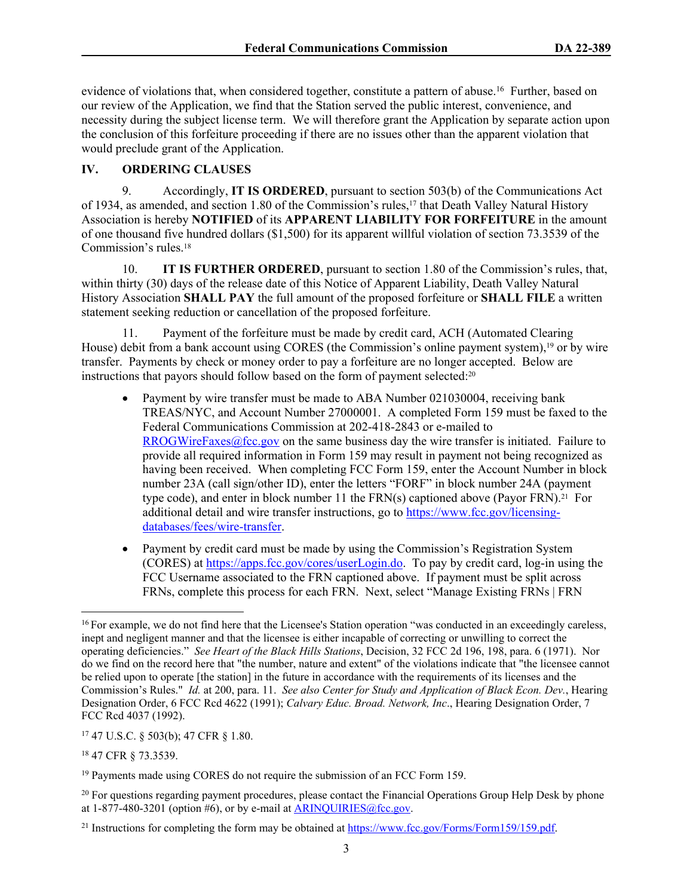evidence of violations that, when considered together, constitute a pattern of abuse.[16] Further, based on our review of the Application, we find that the Station served the public interest, convenience, and necessity during the subject license term. We will therefore grant the Application by separate action upon the conclusion of this forfeiture proceeding if there are no issues other than the apparent violation that would preclude grant of the Application.

## IV. ORDERING CLAUSES

9. Accordingly, **IT IS ORDERED**, pursuant to section 503(b) of the Communications Act of 1934, as amended, and section 1.80 of the Commission's rules,[17] that Death Valley Natural History Association is hereby **NOTIFIED** of its **APPARENT LIABILITY FOR FORFEITURE** in the amount of one thousand five hundred dollars ($1,500) for its apparent willful violation of section 73.3539 of the Commission's rules.[18]

10. **IT IS FURTHER ORDERED**, pursuant to section 1.80 of the Commission's rules, that, within thirty (30) days of the release date of this Notice of Apparent Liability, Death Valley Natural History Association **SHALL PAY** the full amount of the proposed forfeiture or **SHALL FILE** a written statement seeking reduction or cancellation of the proposed forfeiture.

11. Payment of the forfeiture must be made by credit card, ACH (Automated Clearing House) debit from a bank account using CORES (the Commission's online payment system),[19] or by wire transfer. Payments by check or money order to pay a forfeiture are no longer accepted. Below are instructions that payors should follow based on the form of payment selected:[20]

- Payment by wire transfer must be made to ABA Number 021030004, receiving bank TREAS/NYC, and Account Number 27000001. A completed Form 159 must be faxed to the Federal Communications Commission at 202-418-2843 or e-mailed to RROGWireFaxes@fcc.gov on the same business day the wire transfer is initiated. Failure to provide all required information in Form 159 may result in payment not being recognized as having been received. When completing FCC Form 159, enter the Account Number in block number 23A (call sign/other ID), enter the letters "FORF" in block number 24A (payment type code), and enter in block number 11 the FRN(s) captioned above (Payor FRN).[21] For additional detail and wire transfer instructions, go to https://www.fcc.gov/licensing-databases/fees/wire-transfer.

- Payment by credit card must be made by using the Commission's Registration System (CORES) at https://apps.fcc.gov/cores/userLogin.do. To pay by credit card, log-in using the FCC Username associated to the FRN captioned above. If payment must be split across FRNs, complete this process for each FRN. Next, select "Manage Existing FRNs | FRN

---

[16] For example, we do not find here that the Licensee's Station operation "was conducted in an exceedingly careless, inept and negligent manner and that the licensee is either incapable of correcting or unwilling to correct the operating deficiencies." *See Heart of the Black Hills Stations*, Decision, 32 FCC 2d 196, 198, para. 6 (1971). Nor do we find on the record here that "the number, nature and extent" of the violations indicate that "the licensee cannot be relied upon to operate [the station] in the future in accordance with the requirements of its licenses and the Commission's Rules." *Id.* at 200, para. 11. *See also Center for Study and Application of Black Econ. Dev.*, Hearing Designation Order, 6 FCC Rcd 4622 (1991); *Calvary Educ. Broad. Network, Inc*., Hearing Designation Order, 7 FCC Rcd 4037 (1992).

[17] 47 U.S.C. § 503(b); 47 CFR § 1.80.

[18] 47 CFR § 73.3539.

[19] Payments made using CORES do not require the submission of an FCC Form 159.

[20] For questions regarding payment procedures, please contact the Financial Operations Group Help Desk by phone at 1-877-480-3201 (option #6), or by e-mail at ARINQUIRIES@fcc.gov.

[21] Instructions for completing the form may be obtained at https://www.fcc.gov/Forms/Form159/159.pdf.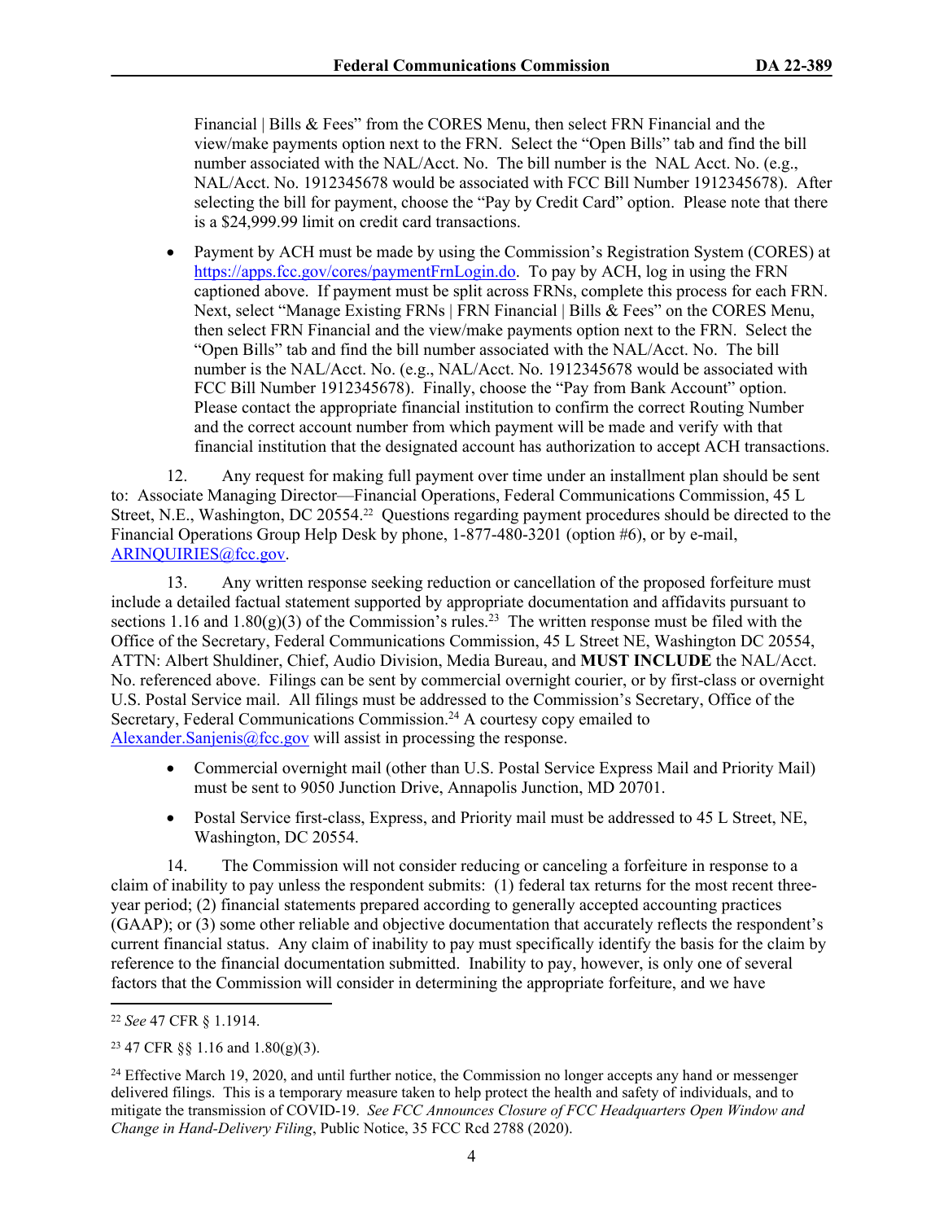Financial | Bills & Fees" from the CORES Menu, then select FRN Financial and the view/make payments option next to the FRN. Select the "Open Bills" tab and find the bill number associated with the NAL/Acct. No. The bill number is the NAL Acct. No. (e.g., NAL/Acct. No. 1912345678 would be associated with FCC Bill Number 1912345678). After selecting the bill for payment, choose the "Pay by Credit Card" option. Please note that there is a $24,999.99 limit on credit card transactions.

- Payment by ACH must be made by using the Commission's Registration System (CORES) at https://apps.fcc.gov/cores/paymentFrnLogin.do. To pay by ACH, log in using the FRN captioned above. If payment must be split across FRNs, complete this process for each FRN. Next, select "Manage Existing FRNs | FRN Financial | Bills & Fees" on the CORES Menu, then select FRN Financial and the view/make payments option next to the FRN. Select the "Open Bills" tab and find the bill number associated with the NAL/Acct. No. The bill number is the NAL/Acct. No. (e.g., NAL/Acct. No. 1912345678 would be associated with FCC Bill Number 1912345678). Finally, choose the "Pay from Bank Account" option. Please contact the appropriate financial institution to confirm the correct Routing Number and the correct account number from which payment will be made and verify with that financial institution that the designated account has authorization to accept ACH transactions.

12. Any request for making full payment over time under an installment plan should be sent to: Associate Managing Director—Financial Operations, Federal Communications Commission, 45 L Street, N.E., Washington, DC 20554.[22] Questions regarding payment procedures should be directed to the Financial Operations Group Help Desk by phone, 1-877-480-3201 (option #6), or by e-mail, ARINQUIRIES@fcc.gov.

13. Any written response seeking reduction or cancellation of the proposed forfeiture must include a detailed factual statement supported by appropriate documentation and affidavits pursuant to sections 1.16 and 1.80(g)(3) of the Commission's rules.[23] The written response must be filed with the Office of the Secretary, Federal Communications Commission, 45 L Street NE, Washington DC 20554, ATTN: Albert Shuldiner, Chief, Audio Division, Media Bureau, and **MUST INCLUDE** the NAL/Acct. No. referenced above. Filings can be sent by commercial overnight courier, or by first-class or overnight U.S. Postal Service mail. All filings must be addressed to the Commission's Secretary, Office of the Secretary, Federal Communications Commission.[24] A courtesy copy emailed to Alexander.Sanjenis@fcc.gov will assist in processing the response.

- Commercial overnight mail (other than U.S. Postal Service Express Mail and Priority Mail) must be sent to 9050 Junction Drive, Annapolis Junction, MD 20701.
- Postal Service first-class, Express, and Priority mail must be addressed to 45 L Street, NE, Washington, DC 20554.

14. The Commission will not consider reducing or canceling a forfeiture in response to a claim of inability to pay unless the respondent submits: (1) federal tax returns for the most recent three-year period; (2) financial statements prepared according to generally accepted accounting practices (GAAP); or (3) some other reliable and objective documentation that accurately reflects the respondent's current financial status. Any claim of inability to pay must specifically identify the basis for the claim by reference to the financial documentation submitted. Inability to pay, however, is only one of several factors that the Commission will consider in determining the appropriate forfeiture, and we have

---

[22] *See* 47 CFR § 1.1914.

[23] 47 CFR §§ 1.16 and 1.80(g)(3).

[24] Effective March 19, 2020, and until further notice, the Commission no longer accepts any hand or messenger delivered filings. This is a temporary measure taken to help protect the health and safety of individuals, and to mitigate the transmission of COVID-19. *See FCC Announces Closure of FCC Headquarters Open Window and Change in Hand-Delivery Filing*, Public Notice, 35 FCC Rcd 2788 (2020).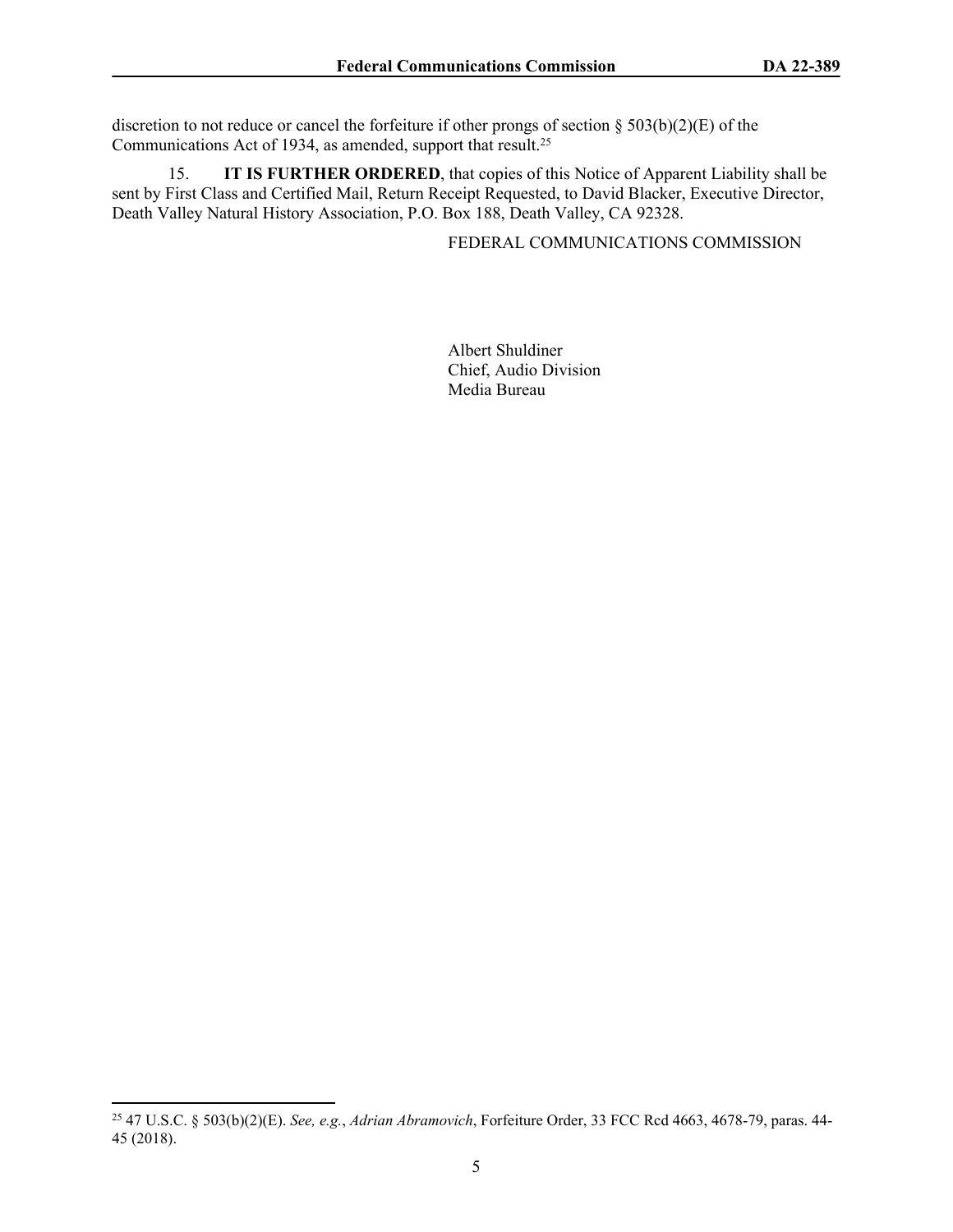discretion to not reduce or cancel the forfeiture if other prongs of section § 503(b)(2)(E) of the Communications Act of 1934, as amended, support that result.[25]

15. **IT IS FURTHER ORDERED**, that copies of this Notice of Apparent Liability shall be sent by First Class and Certified Mail, Return Receipt Requested, to David Blacker, Executive Director, Death Valley Natural History Association, P.O. Box 188, Death Valley, CA 92328.

FEDERAL COMMUNICATIONS COMMISSION

Albert Shuldiner
Chief, Audio Division
Media Bureau

---

[25] 47 U.S.C. § 503(b)(2)(E). *See, e.g.*, *Adrian Abramovich*, Forfeiture Order, 33 FCC Rcd 4663, 4678-79, paras. 44-45 (2018).